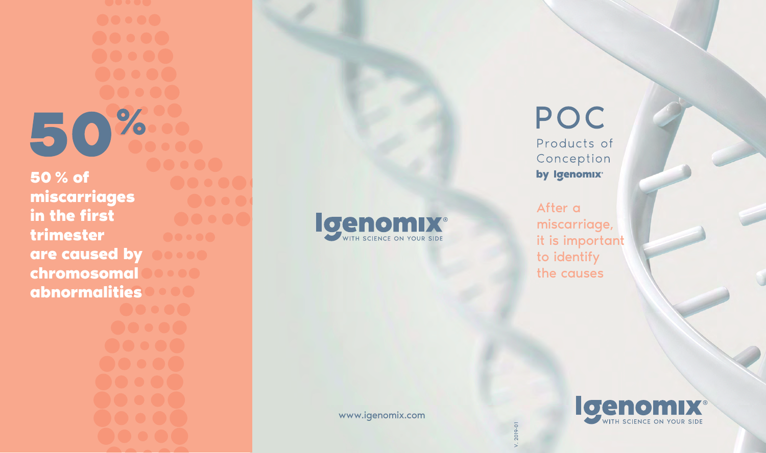# 50%

**50 % of miscarriages in the first trimester are caused by chromosomal abnormalities**

Igenomix®
WITH SCIENCE ON YOUR SIDE

www.igenomix.com

V. 2019-01

# POC

Products of Conception
**by Igenomix**

After a miscarriage, it is important to identify the causes

Igenomix®
WITH SCIENCE ON YOUR SIDE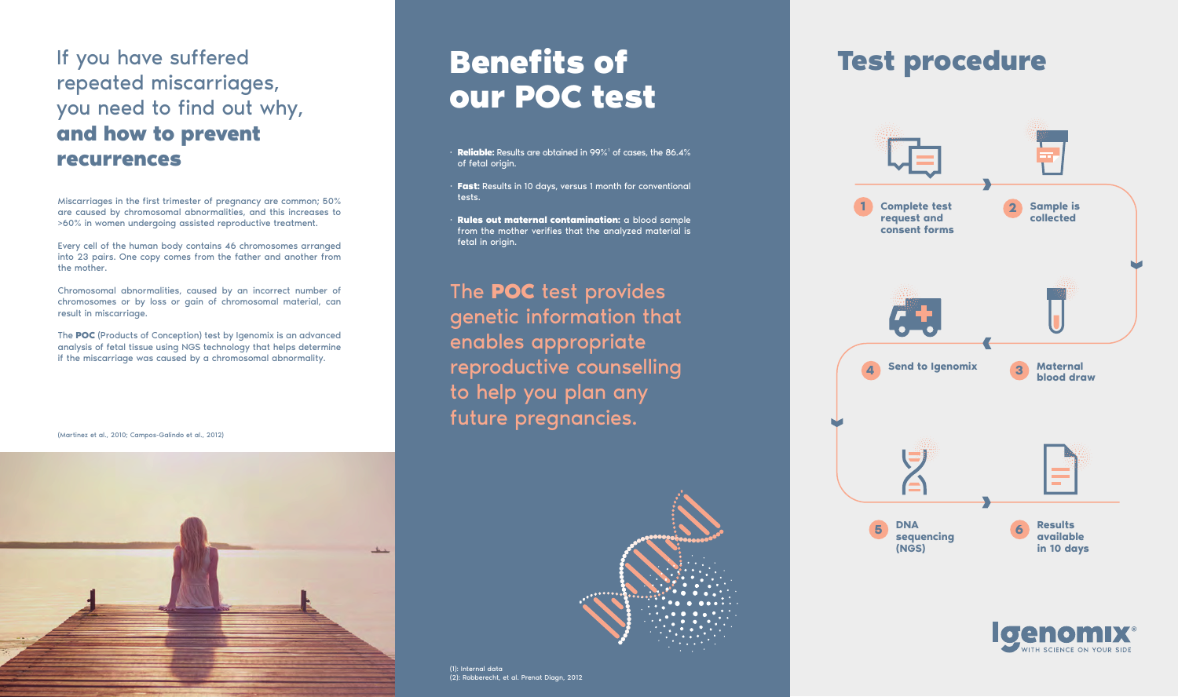# If you have suffered repeated miscarriages, you need to find out why, **and how to prevent recurrences**

Miscarriages in the first trimester of pregnancy are common; 50% are caused by chromosomal abnormalities, and this increases to >60% in women undergoing assisted reproductive treatment.

Every cell of the human body contains 46 chromosomes arranged into 23 pairs. One copy comes from the father and another from the mother.

Chromosomal abnormalities, caused by an incorrect number of chromosomes or by loss or gain of chromosomal material, can result in miscarriage.

The **POC** (Products of Conception) test by Igenomix is an advanced analysis of fetal tissue using NGS technology that helps determine if the miscarriage was caused by a chromosomal abnormality.

(Martínez et al., 2010; Campos-Galindo et al., 2012)

# Benefits of our POC test

- **Reliable:** Results are obtained in 99%[1] of cases, the 86.4% of fetal origin.
- **Fast:** Results in 10 days, versus 1 month for conventional tests.
- **Rules out maternal contamination:** a blood sample from the mother verifies that the analyzed material is fetal in origin.

The **POC** test provides genetic information that enables appropriate reproductive counselling to help you plan any future pregnancies.

(1): Internal data
(2): Robberecht, et al. Prenat Diagn, 2012

# Test procedure

1. Complete test request and consent forms
2. Sample is collected
3. Maternal blood draw
4. Send to Igenomix
5. DNA sequencing (NGS)
6. Results available in 10 days

Igenomix®
WITH SCIENCE ON YOUR SIDE